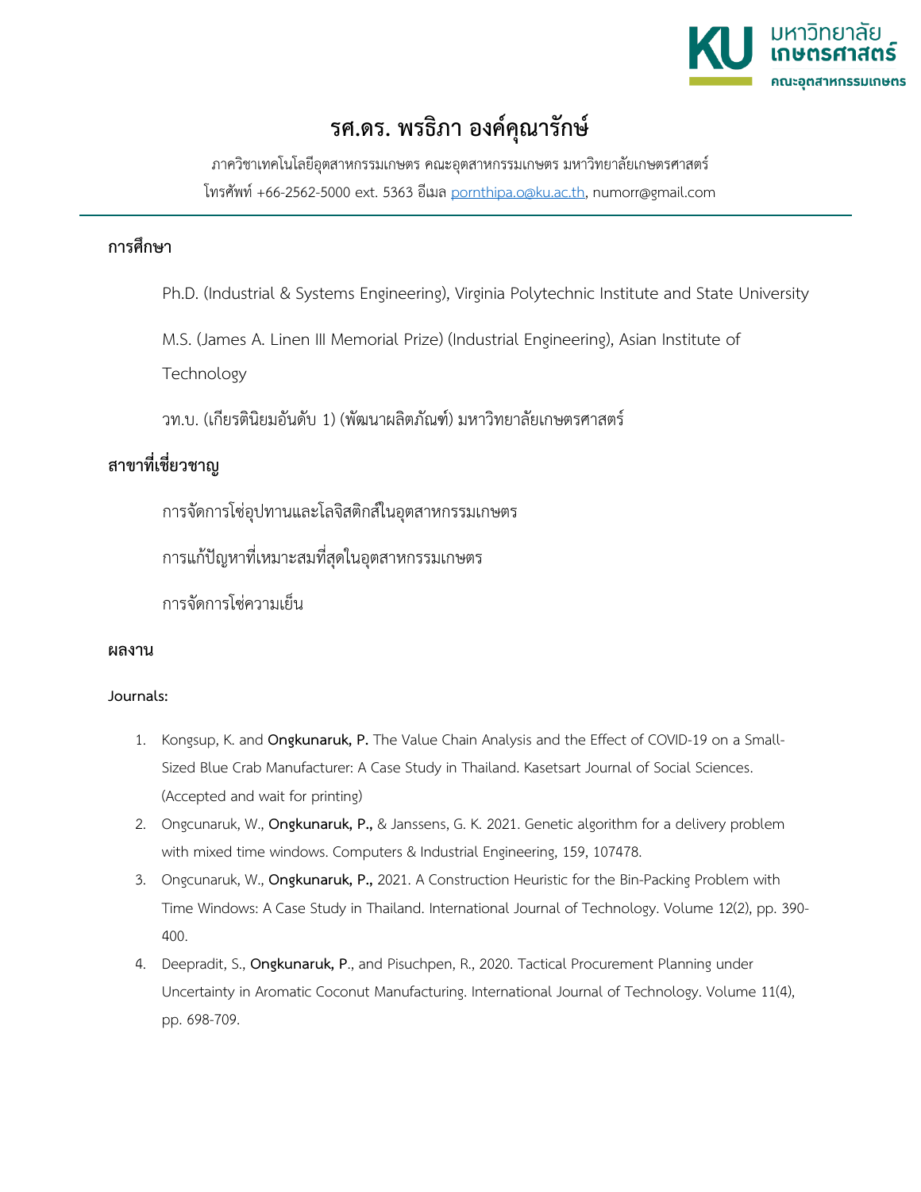# รศ.ดร. พรธิภา องค์คุณารักษ์

ภาควิชาเทคโนโลยีอุตสาหกรรมเกษตร คณะอุตสาหกรรมเกษตร มหาวิทยาลัยเกษตรศาสตร์

โทรศัพท์ +66-2562-5000 ext. 5363 อีเมล pornthipa.o@ku.ac.th, numorr@gmail.com

## การศึกษา

Ph.D. (Industrial & Systems Engineering), Virginia Polytechnic Institute and State University

M.S. (James A. Linen III Memorial Prize) (Industrial Engineering), Asian Institute of Technology

วท.บ. (เกียรตินิยมอันดับ 1) (พัฒนาผลิตภัณฑ์) มหาวิทยาลัยเกษตรศาสตร์

## สาขาที่เชี่ยวชาญ

การจัดการโซ่อุปทานและโลจิสติกส์ในอุตสาหกรรมเกษตร

การแก้ปัญหาที่เหมาะสมที่สุดในอุตสาหกรรมเกษตร

การจัดการโซ่ความเย็น

## ผลงาน

### Journals:

1. Kongsup, K. and **Ongkunaruk, P.** The Value Chain Analysis and the Effect of COVID-19 on a Small-Sized Blue Crab Manufacturer: A Case Study in Thailand. Kasetsart Journal of Social Sciences. (Accepted and wait for printing)
2. Ongcunaruk, W., **Ongkunaruk, P.,** & Janssens, G. K. 2021. Genetic algorithm for a delivery problem with mixed time windows. Computers & Industrial Engineering, 159, 107478.
3. Ongcunaruk, W., **Ongkunaruk, P.,** 2021. A Construction Heuristic for the Bin-Packing Problem with Time Windows: A Case Study in Thailand. International Journal of Technology. Volume 12(2), pp. 390-400.
4. Deepradit, S., **Ongkunaruk, P**., and Pisuchpen, R., 2020. Tactical Procurement Planning under Uncertainty in Aromatic Coconut Manufacturing. International Journal of Technology. Volume 11(4), pp. 698-709.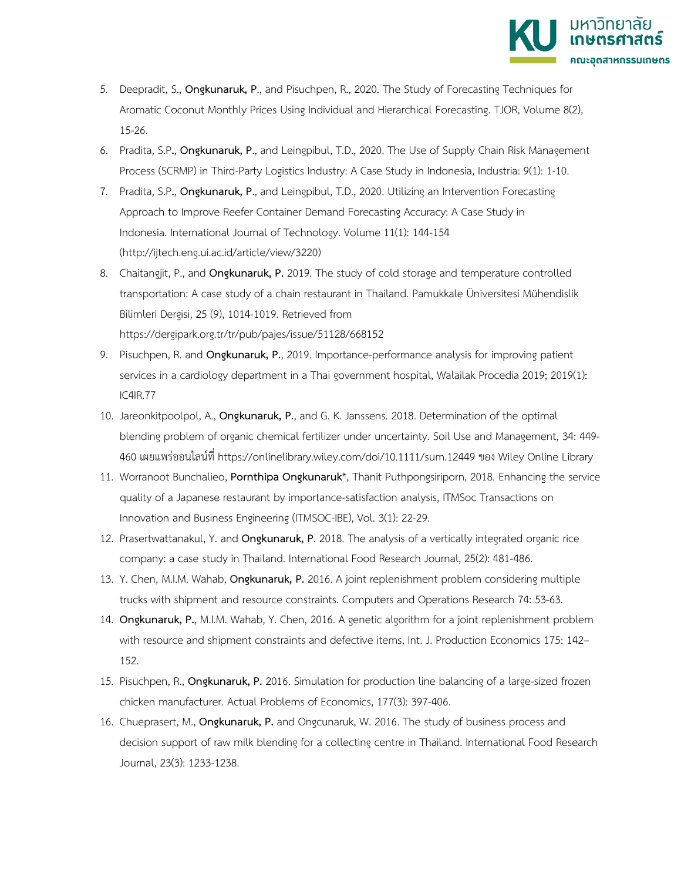5. Deepradit, S., **Ongkunaruk, P**., and Pisuchpen, R., 2020. The Study of Forecasting Techniques for Aromatic Coconut Monthly Prices Using Individual and Hierarchical Forecasting. TJOR, Volume 8(2), 15-26.
6. Pradita, S.P., **Ongkunaruk, P**., and Leingpibul, T.D., 2020. The Use of Supply Chain Risk Management Process (SCRMP) in Third-Party Logistics Industry: A Case Study in Indonesia, Industria: 9(1): 1-10.
7. Pradita, S.P., **Ongkunaruk, P**., and Leingpibul, T.D., 2020. Utilizing an Intervention Forecasting Approach to Improve Reefer Container Demand Forecasting Accuracy: A Case Study in Indonesia. International Journal of Technology. Volume 11(1): 144-154 (http://ijtech.eng.ui.ac.id/article/view/3220)
8. Chaitangjit, P., and **Ongkunaruk, P.** 2019. The study of cold storage and temperature controlled transportation: A case study of a chain restaurant in Thailand. Pamukkale Üniversitesi Mühendislik Bilimleri Dergisi, 25 (9), 1014-1019. Retrieved from https://dergipark.org.tr/tr/pub/pajes/issue/51128/668152
9. Pisuchpen, R. and **Ongkunaruk, P.**, 2019. Importance-performance analysis for improving patient services in a cardiology department in a Thai government hospital, Walailak Procedia 2019; 2019(1): IC4IR.77
10. Jareonkitpoolpol, A., **Ongkunaruk, P.**, and G. K. Janssens. 2018. Determination of the optimal blending problem of organic chemical fertilizer under uncertainty. Soil Use and Management, 34: 449-460 เผยแพร่ออนไลน์ที่ https://onlinelibrary.wiley.com/doi/10.1111/sum.12449 ของ Wiley Online Library
11. Worranoot Bunchalieo, **Pornthipa Ongkunaruk***, Thanit Puthpongsiriporn, 2018. Enhancing the service quality of a Japanese restaurant by importance-satisfaction analysis, ITMSoc Transactions on Innovation and Business Engineering (ITMSOC-IBE), Vol. 3(1): 22-29.
12. Prasertwattanakul, Y. and **Ongkunaruk, P**. 2018. The analysis of a vertically integrated organic rice company: a case study in Thailand. International Food Research Journal, 25(2): 481-486.
13. Y. Chen, M.I.M. Wahab, **Ongkunaruk, P.** 2016. A joint replenishment problem considering multiple trucks with shipment and resource constraints. Computers and Operations Research 74: 53-63.
14. **Ongkunaruk, P.**, M.I.M. Wahab, Y. Chen, 2016. A genetic algorithm for a joint replenishment problem with resource and shipment constraints and defective items, Int. J. Production Economics 175: 142–152.
15. Pisuchpen, R., **Ongkunaruk, P.** 2016. Simulation for production line balancing of a large-sized frozen chicken manufacturer. Actual Problems of Economics, 177(3): 397-406.
16. Chueprasert, M., **Ongkunaruk, P.** and Ongcunaruk, W. 2016. The study of business process and decision support of raw milk blending for a collecting centre in Thailand. International Food Research Journal, 23(3): 1233-1238.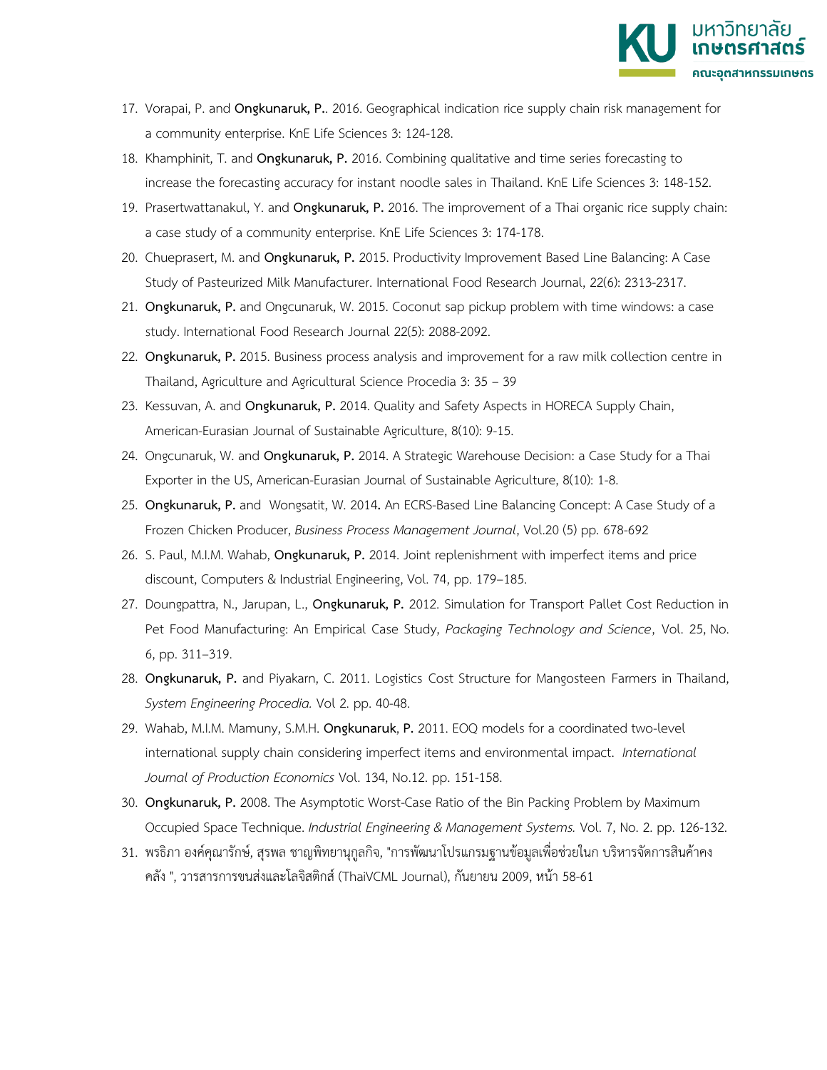17. Vorapai, P. and **Ongkunaruk, P.**. 2016. Geographical indication rice supply chain risk management for a community enterprise. KnE Life Sciences 3: 124-128.
18. Khamphinit, T. and **Ongkunaruk, P.** 2016. Combining qualitative and time series forecasting to increase the forecasting accuracy for instant noodle sales in Thailand. KnE Life Sciences 3: 148-152.
19. Prasertwattanakul, Y. and **Ongkunaruk, P.** 2016. The improvement of a Thai organic rice supply chain: a case study of a community enterprise. KnE Life Sciences 3: 174-178.
20. Chueprasert, M. and **Ongkunaruk, P.** 2015. Productivity Improvement Based Line Balancing: A Case Study of Pasteurized Milk Manufacturer. International Food Research Journal, 22(6): 2313-2317.
21. **Ongkunaruk, P.** and Ongcunaruk, W. 2015. Coconut sap pickup problem with time windows: a case study. International Food Research Journal 22(5): 2088-2092.
22. **Ongkunaruk, P.** 2015. Business process analysis and improvement for a raw milk collection centre in Thailand, Agriculture and Agricultural Science Procedia 3: 35 – 39
23. Kessuvan, A. and **Ongkunaruk, P.** 2014. Quality and Safety Aspects in HORECA Supply Chain, American-Eurasian Journal of Sustainable Agriculture, 8(10): 9-15.
24. Ongcunaruk, W. and **Ongkunaruk, P.** 2014. A Strategic Warehouse Decision: a Case Study for a Thai Exporter in the US, American-Eurasian Journal of Sustainable Agriculture, 8(10): 1-8.
25. **Ongkunaruk, P.** and Wongsatit, W. 2014**.** An ECRS-Based Line Balancing Concept: A Case Study of a Frozen Chicken Producer, *Business Process Management Journal*, Vol.20 (5) pp. 678-692
26. S. Paul, M.I.M. Wahab, **Ongkunaruk, P.** 2014. Joint replenishment with imperfect items and price discount, Computers & Industrial Engineering, Vol. 74, pp. 179–185.
27. Doungpattra, N., Jarupan, L., **Ongkunaruk, P.** 2012. Simulation for Transport Pallet Cost Reduction in Pet Food Manufacturing: An Empirical Case Study, *Packaging Technology and Science*, Vol. 25, No. 6, pp. 311–319.
28. **Ongkunaruk, P.** and Piyakarn, C. 2011. Logistics Cost Structure for Mangosteen Farmers in Thailand, *System Engineering Procedia.* Vol 2. pp. 40-48.
29. Wahab, M.I.M. Mamuny, S.M.H. **Ongkunaruk**, **P.** 2011. EOQ models for a coordinated two-level international supply chain considering imperfect items and environmental impact. *International Journal of Production Economics* Vol. 134, No.12. pp. 151-158.
30. **Ongkunaruk, P.** 2008. The Asymptotic Worst-Case Ratio of the Bin Packing Problem by Maximum Occupied Space Technique. *Industrial Engineering & Management Systems.* Vol. 7, No. 2. pp. 126-132.
31. พรธิภา องค์คุณารักษ์, สุรพล ชาญพิทยานุกูลกิจ, "การพัฒนาโปรแกรมฐานข้อมูลเพื่อช่วยในการ บริหารจัดการสินค้าคงคลัง ", วารสารการขนส่งและโลจิสติกส์ (ThaiVCML Journal), กันยายน 2009, หน้า 58-61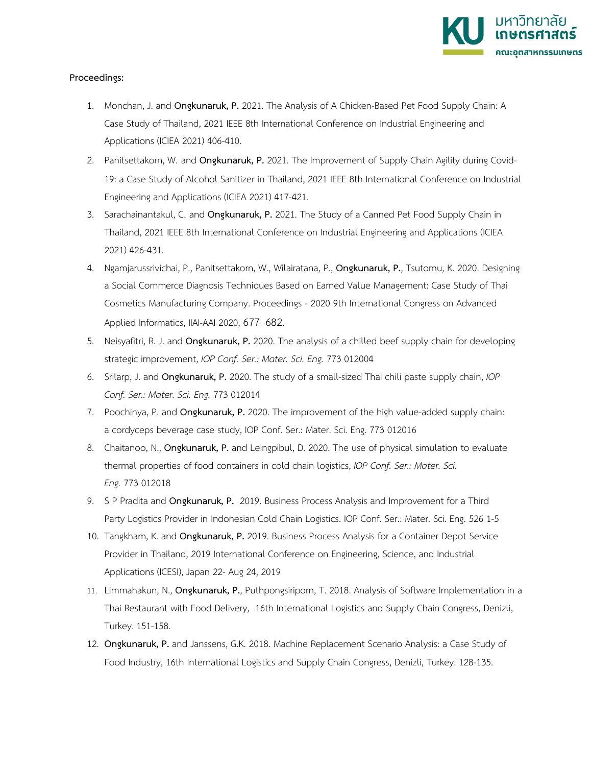**Proceedings:**

1. Monchan, J. and **Ongkunaruk, P.** 2021. The Analysis of A Chicken-Based Pet Food Supply Chain: A Case Study of Thailand, 2021 IEEE 8th International Conference on Industrial Engineering and Applications (ICIEA 2021) 406-410.
2. Panitsettakorn, W. and **Ongkunaruk, P.** 2021. The Improvement of Supply Chain Agility during Covid-19: a Case Study of Alcohol Sanitizer in Thailand, 2021 IEEE 8th International Conference on Industrial Engineering and Applications (ICIEA 2021) 417-421.
3. Sarachainantakul, C. and **Ongkunaruk, P.** 2021. The Study of a Canned Pet Food Supply Chain in Thailand, 2021 IEEE 8th International Conference on Industrial Engineering and Applications (ICIEA 2021) 426-431.
4. Ngamjarussrivichai, P., Panitsettakorn, W., Wilairatana, P., **Ongkunaruk, P.**, Tsutomu, K. 2020. Designing a Social Commerce Diagnosis Techniques Based on Earned Value Management: Case Study of Thai Cosmetics Manufacturing Company. Proceedings - 2020 9th International Congress on Advanced Applied Informatics, IIAI-AAI 2020, 677–682.
5. Neisyafitri, R. J. and **Ongkunaruk, P.** 2020. The analysis of a chilled beef supply chain for developing strategic improvement, *IOP Conf. Ser.: Mater. Sci. Eng.* 773 012004
6. Srilarp, J. and **Ongkunaruk, P.** 2020. The study of a small-sized Thai chili paste supply chain, *IOP Conf. Ser.: Mater. Sci. Eng.* 773 012014
7. Poochinya, P. and **Ongkunaruk, P.** 2020. The improvement of the high value-added supply chain: a cordyceps beverage case study, IOP Conf. Ser.: Mater. Sci. Eng. 773 012016
8. Chaitanoo, N., **Ongkunaruk, P.** and Leingpibul, D. 2020. The use of physical simulation to evaluate thermal properties of food containers in cold chain logistics, *IOP Conf. Ser.: Mater. Sci. Eng.* 773 012018
9. S P Pradita and **Ongkunaruk, P.** 2019. Business Process Analysis and Improvement for a Third Party Logistics Provider in Indonesian Cold Chain Logistics. IOP Conf. Ser.: Mater. Sci. Eng. 526 1-5
10. Tangkham, K. and **Ongkunaruk, P.** 2019. Business Process Analysis for a Container Depot Service Provider in Thailand, 2019 International Conference on Engineering, Science, and Industrial Applications (ICESI), Japan 22- Aug 24, 2019
11. Limmahakun, N., **Ongkunaruk, P.**, Puthpongsiriporn, T. 2018. Analysis of Software Implementation in a Thai Restaurant with Food Delivery, 16th International Logistics and Supply Chain Congress, Denizli, Turkey. 151-158.
12. **Ongkunaruk, P.** and Janssens, G.K. 2018. Machine Replacement Scenario Analysis: a Case Study of Food Industry, 16th International Logistics and Supply Chain Congress, Denizli, Turkey. 128-135.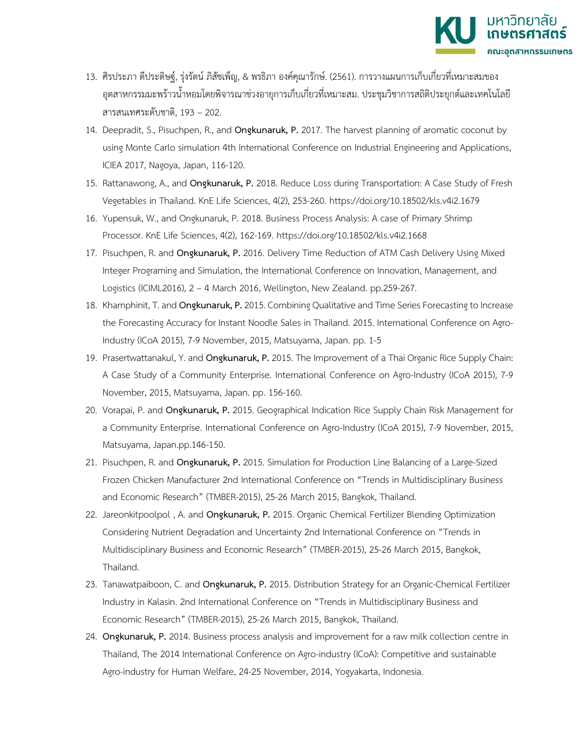13. ศิรประภา ดีประดิษฐ์, รุ่งรัตน์ ภิสัชเพ็ญ, & พรธิภา องค์คุณารักษ์. (2561). การวางแผนการเก็บเกี่ยวที่เหมาะสมของอุตสาหกรรมมะพร้าวน้ำหอมโดยพิจารณาช่วงอายุการเก็บเกี่ยวที่เหมาะสม. ประชุมวิชาการสถิติประยุกต์และเทคโนโลยีสารสนเทศระดับชาติ, 193 – 202.
14. Deepradit, S., Pisuchpen, R., and **Ongkunaruk, P.** 2017. The harvest planning of aromatic coconut by using Monte Carlo simulation 4th International Conference on Industrial Engineering and Applications, ICIEA 2017, Nagoya, Japan, 116-120.
15. Rattanawong, A., and **Ongkunaruk, P.** 2018. Reduce Loss during Transportation: A Case Study of Fresh Vegetables in Thailand. KnE Life Sciences, 4(2), 253-260. https://doi.org/10.18502/kls.v4i2.1679
16. Yupensuk, W., and Ongkunaruk, P. 2018. Business Process Analysis: A case of Primary Shrimp Processor. KnE Life Sciences, 4(2), 162-169. https://doi.org/10.18502/kls.v4i2.1668
17. Pisuchpen, R. and **Ongkunaruk, P.** 2016. Delivery Time Reduction of ATM Cash Delivery Using Mixed Integer Programing and Simulation, the International Conference on Innovation, Management, and Logistics (ICIML2016), 2 – 4 March 2016, Wellington, New Zealand. pp.259-267.
18. Khamphinit, T. and **Ongkunaruk, P.** 2015. Combining Qualitative and Time Series Forecasting to Increase the Forecasting Accuracy for Instant Noodle Sales in Thailand. 2015. International Conference on Agro-Industry (ICoA 2015), 7-9 November, 2015, Matsuyama, Japan. pp. 1-5
19. Prasertwattanakul, Y. and **Ongkunaruk, P.** 2015. The Improvement of a Thai Organic Rice Supply Chain: A Case Study of a Community Enterprise. International Conference on Agro-Industry (ICoA 2015), 7-9 November, 2015, Matsuyama, Japan. pp. 156-160.
20. Vorapai, P. and **Ongkunaruk, P.** 2015. Geographical Indication Rice Supply Chain Risk Management for a Community Enterprise. International Conference on Agro-Industry (ICoA 2015), 7-9 November, 2015, Matsuyama, Japan.pp.146-150.
21. Pisuchpen, R. and **Ongkunaruk, P.** 2015. Simulation for Production Line Balancing of a Large-Sized Frozen Chicken Manufacturer 2nd International Conference on "Trends in Multidisciplinary Business and Economic Research" (TMBER-2015), 25-26 March 2015, Bangkok, Thailand.
22. Jareonkitpoolpol , A. and **Ongkunaruk, P.** 2015. Organic Chemical Fertilizer Blending Optimization Considering Nutrient Degradation and Uncertainty 2nd International Conference on "Trends in Multidisciplinary Business and Economic Research" (TMBER-2015), 25-26 March 2015, Bangkok, Thailand.
23. Tanawatpaiboon, C. and **Ongkunaruk, P.** 2015. Distribution Strategy for an Organic-Chemical Fertilizer Industry in Kalasin. 2nd International Conference on "Trends in Multidisciplinary Business and Economic Research" (TMBER-2015), 25-26 March 2015, Bangkok, Thailand.
24. **Ongkunaruk, P.** 2014. Business process analysis and improvement for a raw milk collection centre in Thailand, The 2014 International Conference on Agro-industry (ICoA): Competitive and sustainable Agro-industry for Human Welfare, 24-25 November, 2014, Yogyakarta, Indonesia.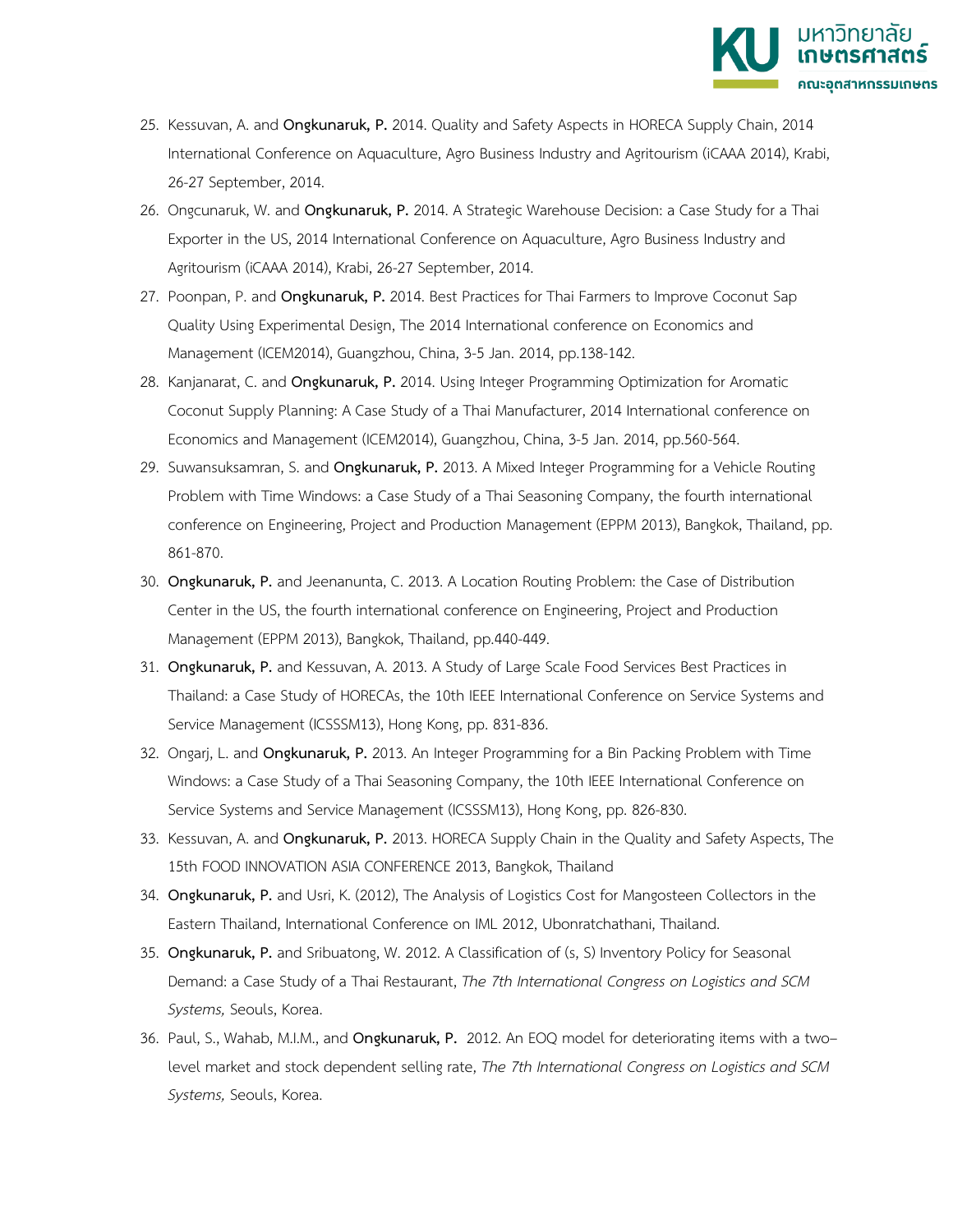25. Kessuvan, A. and **Ongkunaruk, P.** 2014. Quality and Safety Aspects in HORECA Supply Chain, 2014 International Conference on Aquaculture, Agro Business Industry and Agritourism (iCAAA 2014), Krabi, 26-27 September, 2014.
26. Ongcunaruk, W. and **Ongkunaruk, P.** 2014. A Strategic Warehouse Decision: a Case Study for a Thai Exporter in the US, 2014 International Conference on Aquaculture, Agro Business Industry and Agritourism (iCAAA 2014), Krabi, 26-27 September, 2014.
27. Poonpan, P. and **Ongkunaruk, P.** 2014. Best Practices for Thai Farmers to Improve Coconut Sap Quality Using Experimental Design, The 2014 International conference on Economics and Management (ICEM2014), Guangzhou, China, 3-5 Jan. 2014, pp.138-142.
28. Kanjanarat, C. and **Ongkunaruk, P.** 2014. Using Integer Programming Optimization for Aromatic Coconut Supply Planning: A Case Study of a Thai Manufacturer, 2014 International conference on Economics and Management (ICEM2014), Guangzhou, China, 3-5 Jan. 2014, pp.560-564.
29. Suwansuksamran, S. and **Ongkunaruk, P.** 2013. A Mixed Integer Programming for a Vehicle Routing Problem with Time Windows: a Case Study of a Thai Seasoning Company, the fourth international conference on Engineering, Project and Production Management (EPPM 2013), Bangkok, Thailand, pp. 861-870.
30. **Ongkunaruk, P.** and Jeenanunta, C. 2013. A Location Routing Problem: the Case of Distribution Center in the US, the fourth international conference on Engineering, Project and Production Management (EPPM 2013), Bangkok, Thailand, pp.440-449.
31. **Ongkunaruk, P.** and Kessuvan, A. 2013. A Study of Large Scale Food Services Best Practices in Thailand: a Case Study of HORECAs, the 10th IEEE International Conference on Service Systems and Service Management (ICSSSM13), Hong Kong, pp. 831-836.
32. Ongarj, L. and **Ongkunaruk, P.** 2013. An Integer Programming for a Bin Packing Problem with Time Windows: a Case Study of a Thai Seasoning Company, the 10th IEEE International Conference on Service Systems and Service Management (ICSSSM13), Hong Kong, pp. 826-830.
33. Kessuvan, A. and **Ongkunaruk, P.** 2013. HORECA Supply Chain in the Quality and Safety Aspects, The 15th FOOD INNOVATION ASIA CONFERENCE 2013, Bangkok, Thailand
34. **Ongkunaruk, P.** and Usri, K. (2012), The Analysis of Logistics Cost for Mangosteen Collectors in the Eastern Thailand, International Conference on IML 2012, Ubonratchathani, Thailand.
35. **Ongkunaruk, P.** and Sribuatong, W. 2012. A Classification of (s, S) Inventory Policy for Seasonal Demand: a Case Study of a Thai Restaurant, *The 7th International Congress on Logistics and SCM Systems,* Seouls, Korea.
36. Paul, S., Wahab, M.I.M., and **Ongkunaruk, P.** 2012. An EOQ model for deteriorating items with a two–level market and stock dependent selling rate, *The 7th International Congress on Logistics and SCM Systems,* Seouls, Korea.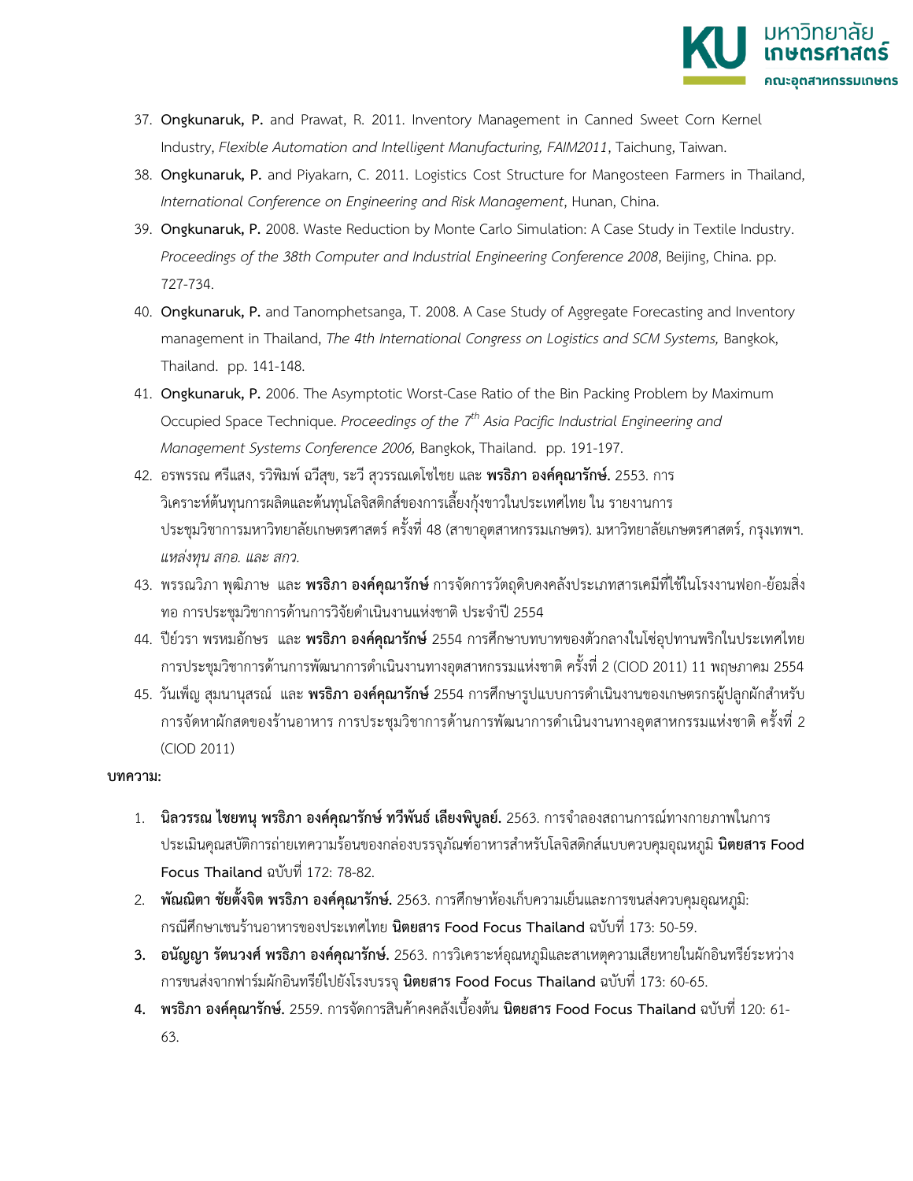37. **Ongkunaruk, P.** and Prawat, R. 2011. Inventory Management in Canned Sweet Corn Kernel Industry, *Flexible Automation and Intelligent Manufacturing, FAIM2011*, Taichung, Taiwan.
38. **Ongkunaruk, P.** and Piyakarn, C. 2011. Logistics Cost Structure for Mangosteen Farmers in Thailand, *International Conference on Engineering and Risk Management*, Hunan, China.
39. **Ongkunaruk, P.** 2008. Waste Reduction by Monte Carlo Simulation: A Case Study in Textile Industry. *Proceedings of the 38th Computer and Industrial Engineering Conference 2008*, Beijing, China. pp. 727-734.
40. **Ongkunaruk, P.** and Tanomphetsanga, T. 2008. A Case Study of Aggregate Forecasting and Inventory management in Thailand, *The 4th International Congress on Logistics and SCM Systems,* Bangkok, Thailand. pp. 141-148.
41. **Ongkunaruk, P.** 2006. The Asymptotic Worst-Case Ratio of the Bin Packing Problem by Maximum Occupied Space Technique. *Proceedings of the 7th Asia Pacific Industrial Engineering and Management Systems Conference 2006,* Bangkok, Thailand. pp. 191-197.
42. อรพรรณ ศรีแสง, รวิพิมพ์ ฉวีสุข, ระวี สุวรรณเดโชไชย และ **พรธิภา องค์คุณารักษ์.** 2553. การวิเคราะห์ต้นทุนการผลิตและต้นทุนโลจิสติกส์ของการเลี้ยงกุ้งขาวในประเทศไทย ใน รายงานการประชุมวิชาการมหาวิทยาลัยเกษตรศาสตร์ ครั้งที่ 48 (สาขาอุตสาหกรรมเกษตร). มหาวิทยาลัยเกษตรศาสตร์, กรุงเทพฯ. *แหล่งทุน สกอ. และ สกว.*
43. พรรณวิภา พุฒิภาษ และ **พรธิภา องค์คุณารักษ์** การจัดการวัตถุดิบคงคลังประเภทสารเคมีที่ใช้ในโรงงานฟอก-ย้อมสิ่งทอ การประชุมวิชาการด้านการวิจัยดำเนินงานแห่งชาติ ประจำปี 2554
44. ปิย์วรา พรหมอักษร และ **พรธิภา องค์คุณารักษ์** 2554 การศึกษาบทบาทของตัวกลางในโซ่อุปทานพริกในประเทศไทย การประชุมวิชาการด้านการพัฒนาการดำเนินงานทางอุตสาหกรรมแห่งชาติ ครั้งที่ 2 (CIOD 2011) 11 พฤษภาคม 2554
45. วันเพ็ญ สุมนานุสรณ์ และ **พรธิภา องค์คุณารักษ์** 2554 การศึกษารูปแบบการดำเนินงานของเกษตรกรผู้ปลูกผักสำหรับการจัดหาผักสดของร้านอาหาร การประชุมวิชาการด้านการพัฒนาการดำเนินงานทางอุตสาหกรรมแห่งชาติ ครั้งที่ 2 (CIOD 2011)

**บทความ:**

1. **นิลวรรณ ไชยทนุ พรธิภา องค์คุณารักษ์ ทวีพันธ์ เลียงพิบูลย์.** 2563. การจำลองสถานการณ์ทางกายภาพในการประเมินคุณสมบัติการถ่ายเทความร้อนของกล่องบรรจุภัณฑ์อาหารสำหรับโลจิสติกส์แบบควบคุมอุณหภูมิ **นิตยสาร Food Focus Thailand** ฉบับที่ 172: 78-82.
2. **พัณณิตา ชัยตั้งจิต พรธิภา องค์คุณารักษ์.** 2563. การศึกษาห้องเก็บความเย็นและการขนส่งควบคุมอุณหภูมิ: กรณีศึกษาเชนร้านอาหารของประเทศไทย **นิตยสาร Food Focus Thailand** ฉบับที่ 173: 50-59.
3. **อนัญญา รัตนวงศ์ พรธิภา องค์คุณารักษ์.** 2563. การวิเคราะห์อุณหภูมิและสาเหตุความเสียหายในผักอินทรีย์ระหว่างการขนส่งจากฟาร์มผักอินทรีย์ไปยังโรงบรรจุ **นิตยสาร Food Focus Thailand** ฉบับที่ 173: 60-65.
4. **พรธิภา องค์คุณารักษ์.** 2559. การจัดการสินค้าคงคลังเบื้องต้น **นิตยสาร Food Focus Thailand** ฉบับที่ 120: 61-63.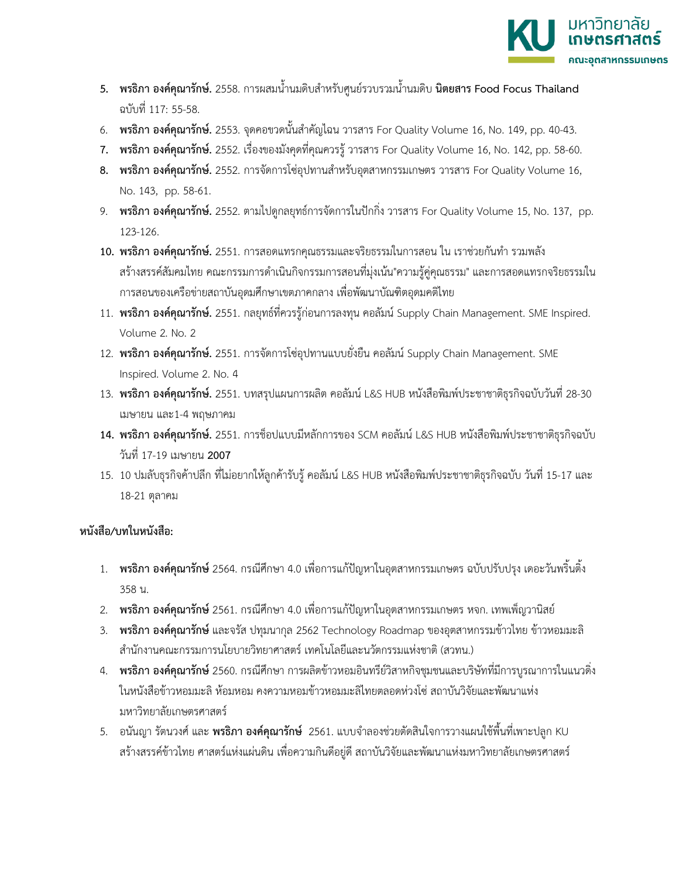5. **พรธิภา องค์คุณารักษ์.** 2558. การผสมน้ำนมดิบสำหรับศูนย์รวบรวมน้ำนมดิบ **นิตยสาร Food Focus Thailand** ฉบับที่ 117: 55-58.
6. **พรธิภา องค์คุณารักษ์.** 2553. จุดคอขวดนั้นสำคัญไฉน วารสาร For Quality Volume 16, No. 149, pp. 40-43.
7. **พรธิภา องค์คุณารักษ์.** 2552. เรื่องของมังคุดที่คุณควรรู้ วารสาร For Quality Volume 16, No. 142, pp. 58-60.
8. **พรธิภา องค์คุณารักษ์.** 2552. การจัดการโซ่อุปทานสำหรับอุตสาหกรรมเกษตร วารสาร For Quality Volume 16, No. 143, pp. 58-61.
9. **พรธิภา องค์คุณารักษ์.** 2552. ตามไปดูกลยุทธ์การจัดการในปักกิ่ง วารสาร For Quality Volume 15, No. 137, pp. 123-126.
10. **พรธิภา องค์คุณารักษ์.** 2551. การสอดแทรกคุณธรรมและจริยธรรมในการสอน ใน เราช่วยกันทำ รวมพลังสร้างสรรค์สังคมไทย คณะกรรมการดำเนินกิจกรรมการสอนที่มุ่งเน้น"ความรู้คู่คุณธรรม" และการสอดแทรกจริยธรรมในการสอนของเครือข่ายสถาบันอุดมศึกษาเขตภาคกลาง เพื่อพัฒนาบัณฑิตอุดมคติไทย
11. **พรธิภา องค์คุณารักษ์.** 2551. กลยุทธ์ที่ควรรู้ก่อนการลงทุน คอลัมน์ Supply Chain Management. SME Inspired. Volume 2. No. 2
12. **พรธิภา องค์คุณารักษ์.** 2551. การจัดการโซ่อุปทานแบบยั่งยืน คอลัมน์ Supply Chain Management. SME Inspired. Volume 2. No. 4
13. **พรธิภา องค์คุณารักษ์.** 2551. บทสรุปแผนการผลิต คอลัมน์ L&S HUB หนังสือพิมพ์ประชาชาติธุรกิจฉบับวันที่ 28-30 เมษายน และ1-4 พฤษภาคม
14. **พรธิภา องค์คุณารักษ์.** 2551. การช็อปแบบมีหลักการของ SCM คอลัมน์ L&S HUB หนังสือพิมพ์ประชาชาติธุรกิจฉบับวันที่ 17-19 เมษายน **2007**
15. 10 ปมลับธุรกิจค้าปลีก ที่ไม่อยากให้ลูกค้ารับรู้ คอลัมน์ L&S HUB หนังสือพิมพ์ประชาชาติธุรกิจฉบับ วันที่ 15-17 และ 18-21 ตุลาคม

**หนังสือ/บทในหนังสือ:**

1. **พรธิภา องค์คุณารักษ์** 2564. กรณีศึกษา 4.0 เพื่อการแก้ปัญหาในอุตสาหกรรมเกษตร ฉบับปรับปรุง เดอะวันพริ้นติ้ง 358 น.
2. **พรธิภา องค์คุณารักษ์** 2561. กรณีศึกษา 4.0 เพื่อการแก้ปัญหาในอุตสาหกรรมเกษตร หจก. เทพเพ็ญวานิสย์
3. **พรธิภา องค์คุณารักษ์** และจรัส ปทุมนากุล 2562 Technology Roadmap ของอุตสาหกรรมข้าวไทย ข้าวหอมมะลิ สำนักงานคณะกรรมการนโยบายวิทยาศาสตร์ เทคโนโลยีและนวัตกรรมแห่งชาติ (สวทน.)
4. **พรธิภา องค์คุณารักษ์** 2560. กรณีศึกษา การผลิตข้าวหอมอินทรีย์วิสาหกิจชุมชนและบริษัทที่มีการบูรณาการในแนวดิ่ง ในหนังสือข้าวหอมมะลิ ห้อมหอม คงความหอมข้าวหอมมะลิไทยตลอดห่วงโซ่ สถาบันวิจัยและพัฒนาแห่งมหาวิทยาลัยเกษตรศาสตร์
5. อนันญา รัตนวงศ์ และ **พรธิภา องค์คุณารักษ์** 2561. แบบจำลองช่วยตัดสินใจการวางแผนใช้พื้นที่เพาะปลูก KU สร้างสรรค์ข้าวไทย ศาสตร์แห่งแผ่นดิน เพื่อความกินดีอยู่ดี สถาบันวิจัยและพัฒนาแห่งมหาวิทยาลัยเกษตรศาสตร์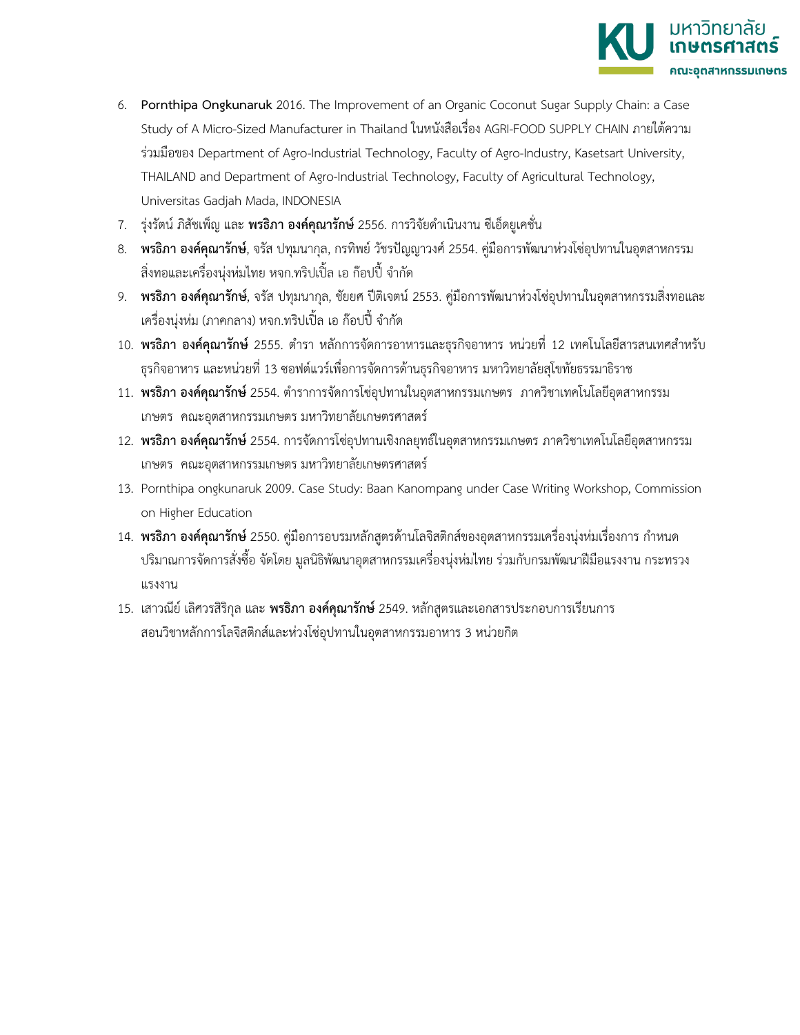6. **Pornthipa Ongkunaruk** 2016. The Improvement of an Organic Coconut Sugar Supply Chain: a Case Study of A Micro-Sized Manufacturer in Thailand ในหนังสือเรื่อง AGRI-FOOD SUPPLY CHAIN ภายใต้ความร่วมมือของ Department of Agro-Industrial Technology, Faculty of Agro-Industry, Kasetsart University, THAILAND and Department of Agro-Industrial Technology, Faculty of Agricultural Technology, Universitas Gadjah Mada, INDONESIA
7. รุ่งรัตน์ ภิสัชเพ็ญ และ **พรธิภา องค์คุณารักษ์** 2556. การวิจัยดำเนินงาน ซีเอ็ดยูเคชั่น
8. **พรธิภา องค์คุณารักษ์**, จรัส ปทุมนากุล, กรทิพย์ วัชรปัญญาวงศ์ 2554. คู่มือการพัฒนาห่วงโซ่อุปทานในอุตสาหกรรมสิ่งทอและเครื่องนุ่งห่มไทย หจก.ทริปเปิ้ล เอ ก๊อปปี้ จำกัด
9. **พรธิภา องค์คุณารักษ์**, จรัส ปทุมนากุล, ชัยยศ ปิติเจตน์ 2553. คู่มือการพัฒนาห่วงโซ่อุปทานในอุตสาหกรรมสิ่งทอและเครื่องนุ่งห่ม (ภาคกลาง) หจก.ทริปเปิ้ล เอ ก๊อปปี้ จำกัด
10. **พรธิภา องค์คุณารักษ์** 2555. ตำรา หลักการจัดการอาหารและธุรกิจอาหาร หน่วยที่ 12 เทคโนโลยีสารสนเทศสำหรับธุรกิจอาหาร และหน่วยที่ 13 ซอฟต์แวร์เพื่อการจัดการด้านธุรกิจอาหาร มหาวิทยาลัยสุโขทัยธรรมาธิราช
11. **พรธิภา องค์คุณารักษ์** 2554. ตำราการจัดการโซ่อุปทานในอุตสาหกรรมเกษตร ภาควิชาเทคโนโลยีอุตสาหกรรมเกษตร คณะอุตสาหกรรมเกษตร มหาวิทยาลัยเกษตรศาสตร์
12. **พรธิภา องค์คุณารักษ์** 2554. การจัดการโซ่อุปทานเชิงกลยุทธ์ในอุตสาหกรรมเกษตร ภาควิชาเทคโนโลยีอุตสาหกรรมเกษตร คณะอุตสาหกรรมเกษตร มหาวิทยาลัยเกษตรศาสตร์
13. Pornthipa ongkunaruk 2009. Case Study: Baan Kanompang under Case Writing Workshop, Commission on Higher Education
14. **พรธิภา องค์คุณารักษ์** 2550. คู่มือการอบรมหลักสูตรด้านโลจิสติกส์ของอุตสาหกรรมเครื่องนุ่งห่มเรื่องการ กำหนดปริมาณการจัดการสั่งซื้อ จัดโดย มูลนิธิพัฒนาอุตสาหกรรมเครื่องนุ่งห่มไทย ร่วมกับกรมพัฒนาฝีมือแรงงาน กระทรวงแรงงาน
15. เสาวณีย์ เลิศวรสิริกุล และ **พรธิภา องค์คุณารักษ์** 2549. หลักสูตรและเอกสารประกอบการเรียนการสอนวิชาหลักการโลจิสติกส์และห่วงโซ่อุปทานในอุตสาหกรรมอาหาร 3 หน่วยกิต